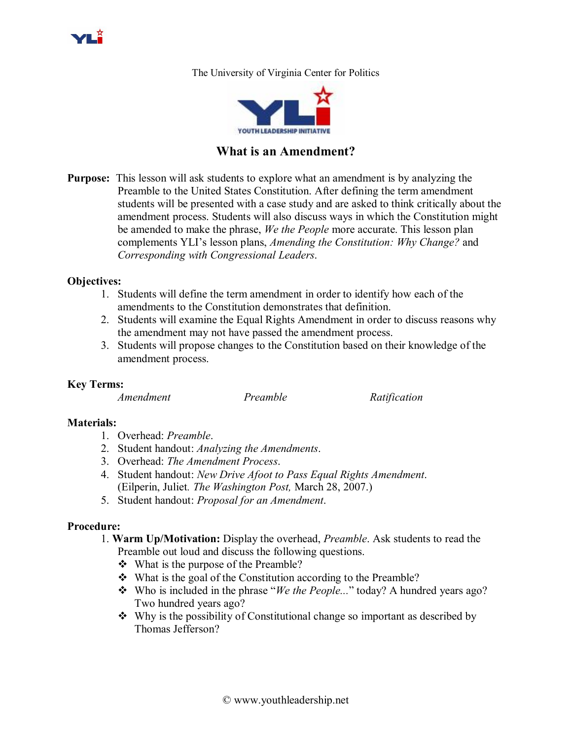The University of Virginia Center for Politics

YOUTH LEADERSHIP INITIATIVE

# What is an Amendment?

**Purpose:** This lesson will ask students to explore what an amendment is by analyzing the Preamble to the United States Constitution. After defining the term amendment students will be presented with a case study and are asked to think critically about the amendment process. Students will also discuss ways in which the Constitution might be amended to make the phrase, *We the People* more accurate. This lesson plan complements YLI's lesson plans, *Amending the Constitution: Why Change?* and *Corresponding with Congressional Leaders*.

**Objectives:**

1. Students will define the term amendment in order to identify how each of the amendments to the Constitution demonstrates that definition.
2. Students will examine the Equal Rights Amendment in order to discuss reasons why the amendment may not have passed the amendment process.
3. Students will propose changes to the Constitution based on their knowledge of the amendment process.

**Key Terms:**

*Amendment* *Preamble* *Ratification*

**Materials:**

1. Overhead: *Preamble*.
2. Student handout: *Analyzing the Amendments*.
3. Overhead: *The Amendment Process*.
4. Student handout: *New Drive Afoot to Pass Equal Rights Amendment*. (Eilperin, Juliet. *The Washington Post,* March 28, 2007.)
5. Student handout: *Proposal for an Amendment*.

**Procedure:**

1. **Warm Up/Motivation:** Display the overhead, *Preamble*. Ask students to read the Preamble out loud and discuss the following questions.
   - What is the purpose of the Preamble?
   - What is the goal of the Constitution according to the Preamble?
   - Who is included in the phrase "*We the People...*" today? A hundred years ago? Two hundred years ago?
   - Why is the possibility of Constitutional change so important as described by Thomas Jefferson?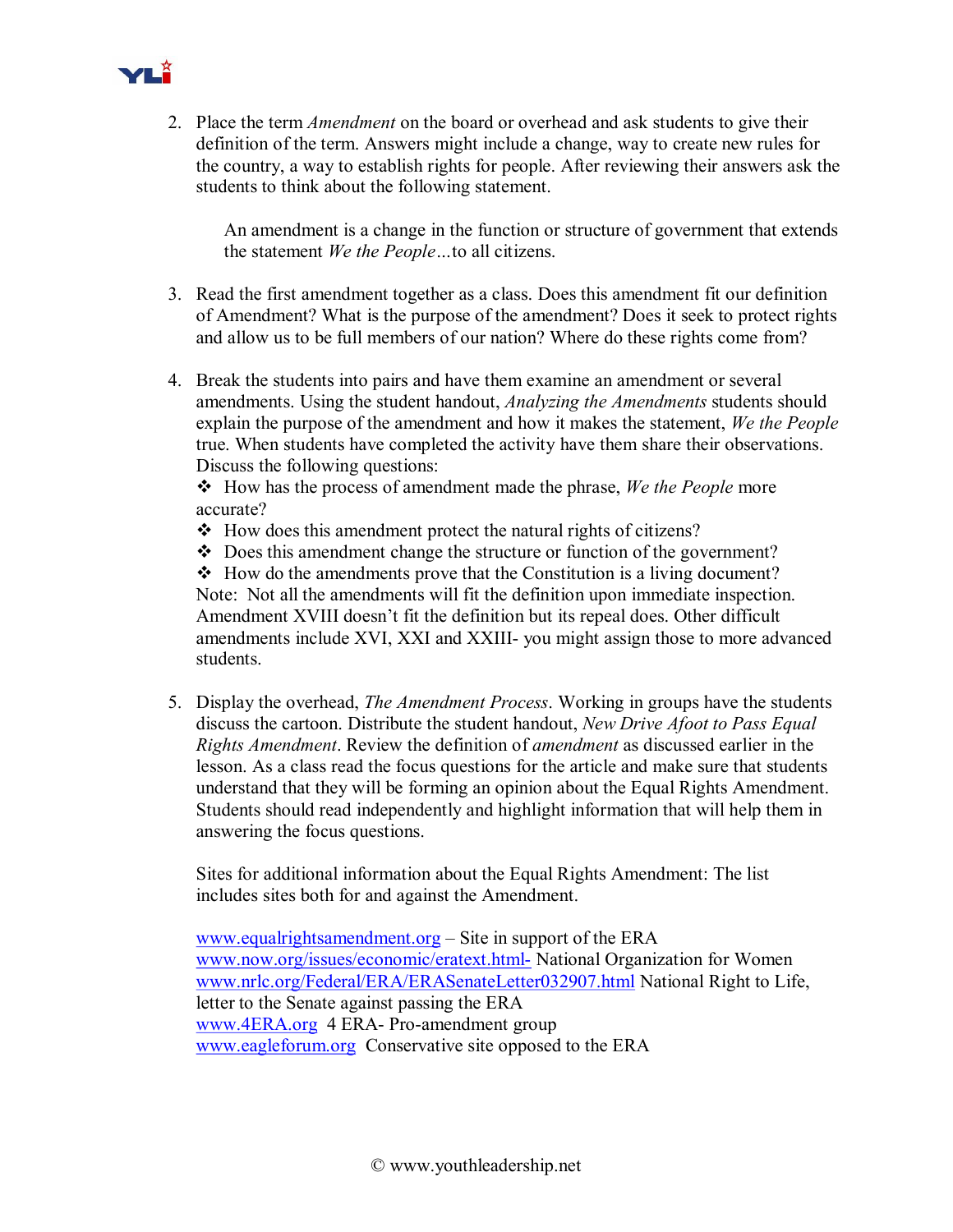2. Place the term *Amendment* on the board or overhead and ask students to give their definition of the term. Answers might include a change, way to create new rules for the country, a way to establish rights for people. After reviewing their answers ask the students to think about the following statement.

   An amendment is a change in the function or structure of government that extends the statement *We the People*…to all citizens.

3. Read the first amendment together as a class. Does this amendment fit our definition of Amendment? What is the purpose of the amendment? Does it seek to protect rights and allow us to be full members of our nation? Where do these rights come from?

4. Break the students into pairs and have them examine an amendment or several amendments. Using the student handout, *Analyzing the Amendments* students should explain the purpose of the amendment and how it makes the statement, *We the People* true. When students have completed the activity have them share their observations. Discuss the following questions:
   - How has the process of amendment made the phrase, *We the People* more accurate?
   - How does this amendment protect the natural rights of citizens?
   - Does this amendment change the structure or function of the government?
   - How do the amendments prove that the Constitution is a living document?

   Note: Not all the amendments will fit the definition upon immediate inspection. Amendment XVIII doesn't fit the definition but its repeal does. Other difficult amendments include XVI, XXI and XXIII- you might assign those to more advanced students.

5. Display the overhead, *The Amendment Process*. Working in groups have the students discuss the cartoon. Distribute the student handout, *New Drive Afoot to Pass Equal Rights Amendment*. Review the definition of *amendment* as discussed earlier in the lesson. As a class read the focus questions for the article and make sure that students understand that they will be forming an opinion about the Equal Rights Amendment. Students should read independently and highlight information that will help them in answering the focus questions.

   Sites for additional information about the Equal Rights Amendment: The list includes sites both for and against the Amendment.

   www.equalrightsamendment.org – Site in support of the ERA
   www.now.org/issues/economic/eratext.html- National Organization for Women
   www.nrlc.org/Federal/ERA/ERASenateLetter032907.html National Right to Life, letter to the Senate against passing the ERA
   www.4ERA.org 4 ERA- Pro-amendment group
   www.eagleforum.org Conservative site opposed to the ERA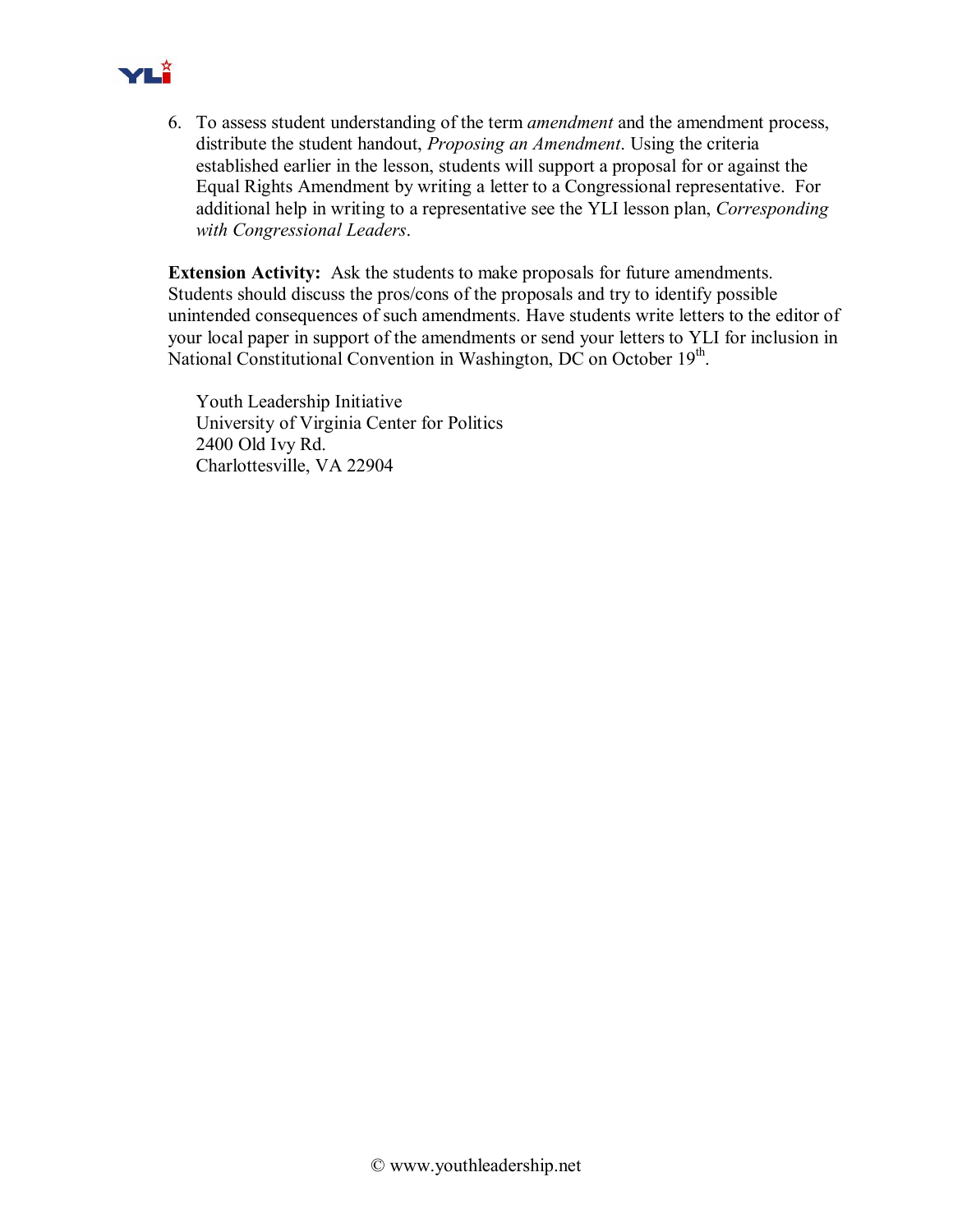6. To assess student understanding of the term *amendment* and the amendment process, distribute the student handout, *Proposing an Amendment*. Using the criteria established earlier in the lesson, students will support a proposal for or against the Equal Rights Amendment by writing a letter to a Congressional representative. For additional help in writing to a representative see the YLI lesson plan, *Corresponding with Congressional Leaders*.

**Extension Activity:** Ask the students to make proposals for future amendments. Students should discuss the pros/cons of the proposals and try to identify possible unintended consequences of such amendments. Have students write letters to the editor of your local paper in support of the amendments or send your letters to YLI for inclusion in National Constitutional Convention in Washington, DC on October 19th.

Youth Leadership Initiative
University of Virginia Center for Politics
2400 Old Ivy Rd.
Charlottesville, VA 22904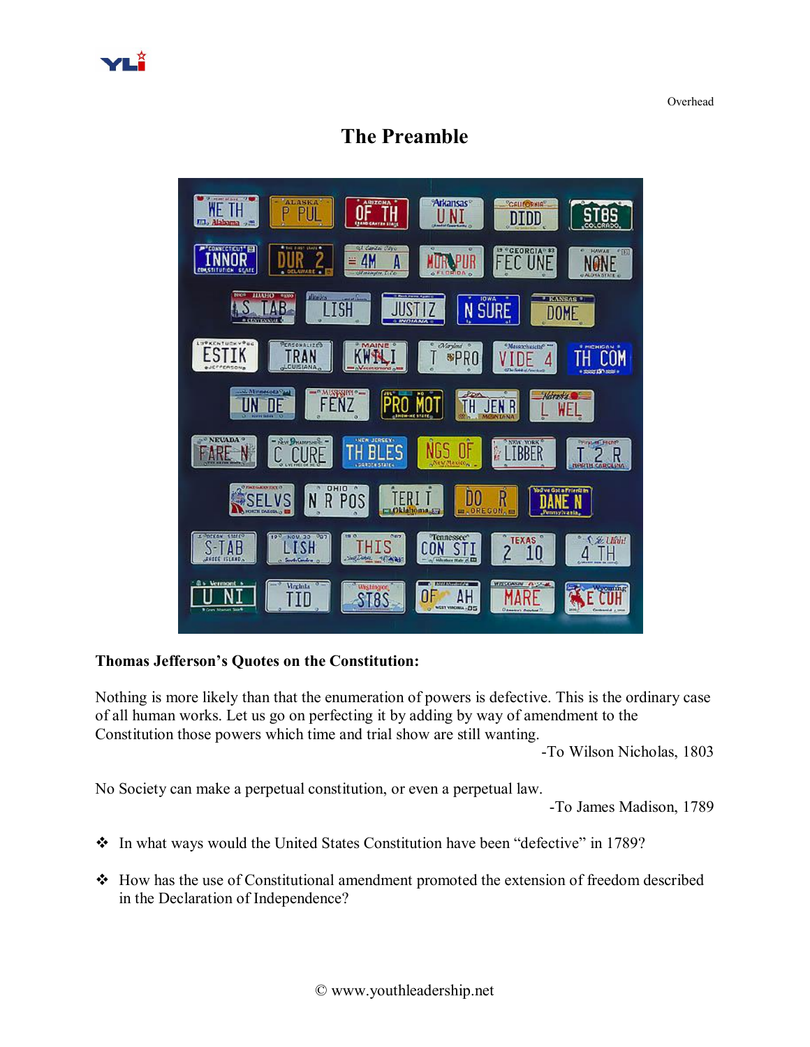Overhead

# The Preamble

**Thomas Jefferson's Quotes on the Constitution:**

Nothing is more likely than that the enumeration of powers is defective. This is the ordinary case of all human works. Let us go on perfecting it by adding by way of amendment to the Constitution those powers which time and trial show are still wanting.

-To Wilson Nicholas, 1803

No Society can make a perpetual constitution, or even a perpetual law.

-To James Madison, 1789

- ❖ In what ways would the United States Constitution have been "defective" in 1789?
- ❖ How has the use of Constitutional amendment promoted the extension of freedom described in the Declaration of Independence?

© www.youthleadership.net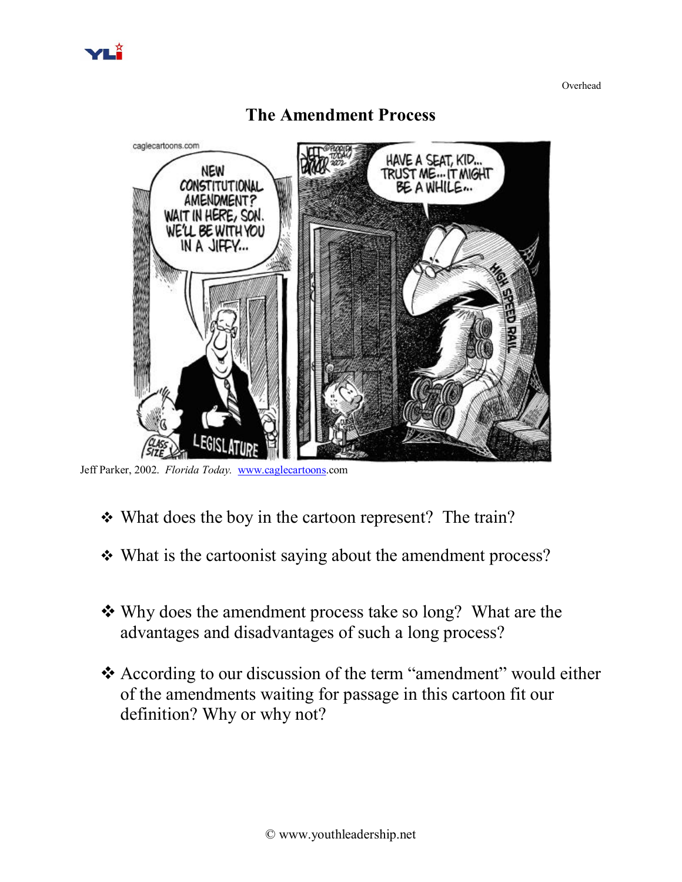Overhead

# The Amendment Process

Jeff Parker, 2002. *Florida Today.* www.caglecartoons.com

- ❖ What does the boy in the cartoon represent? The train?
- ❖ What is the cartoonist saying about the amendment process?
- ❖ Why does the amendment process take so long? What are the advantages and disadvantages of such a long process?
- ❖ According to our discussion of the term "amendment" would either of the amendments waiting for passage in this cartoon fit our definition? Why or why not?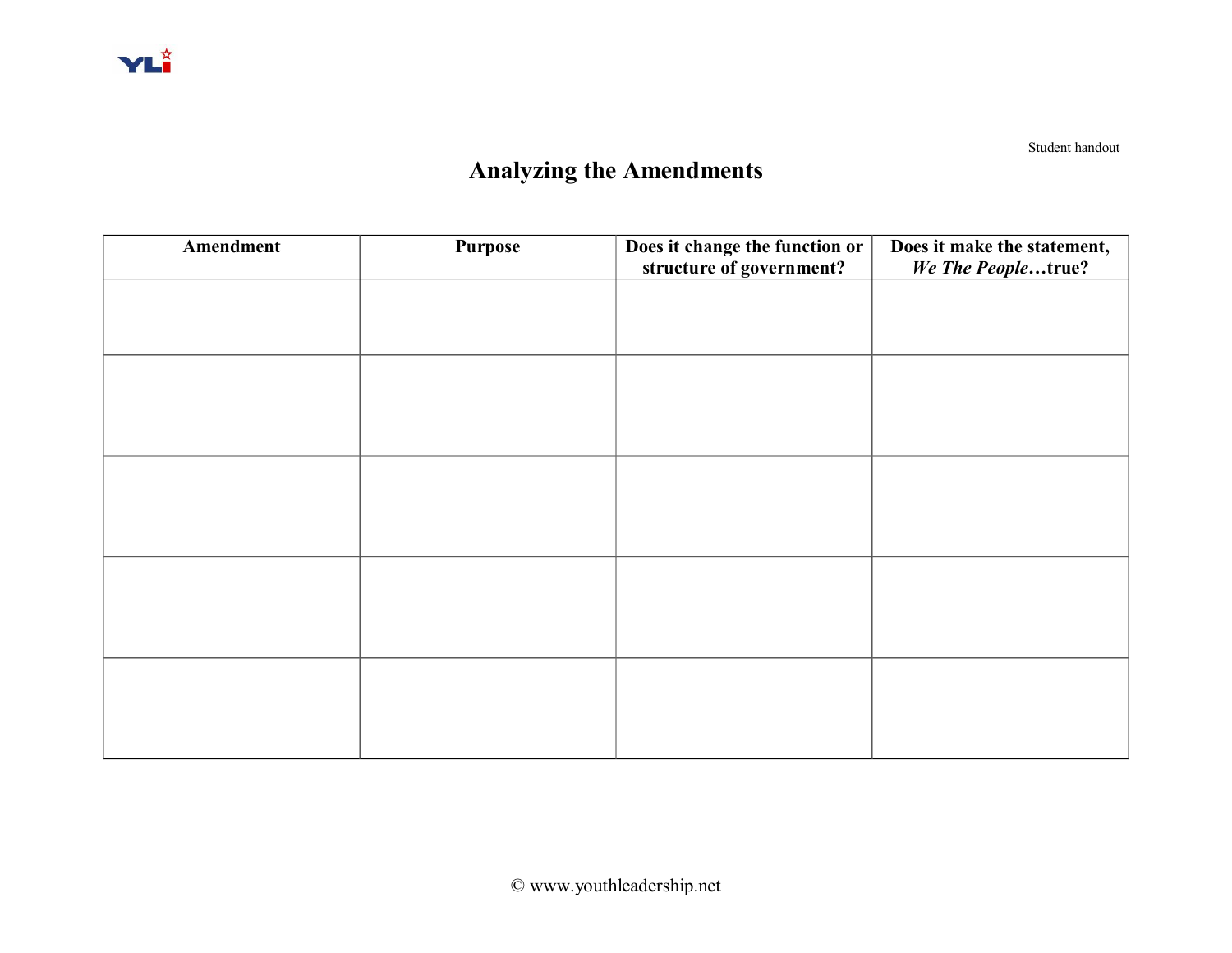Student handout

# Analyzing the Amendments

| Amendment | Purpose | Does it change the function or structure of government? | Does it make the statement, *We The People*…true? |
|---|---|---|---|
| | | | |
| | | | |
| | | | |
| | | | |
| | | | |

© www.youthleadership.net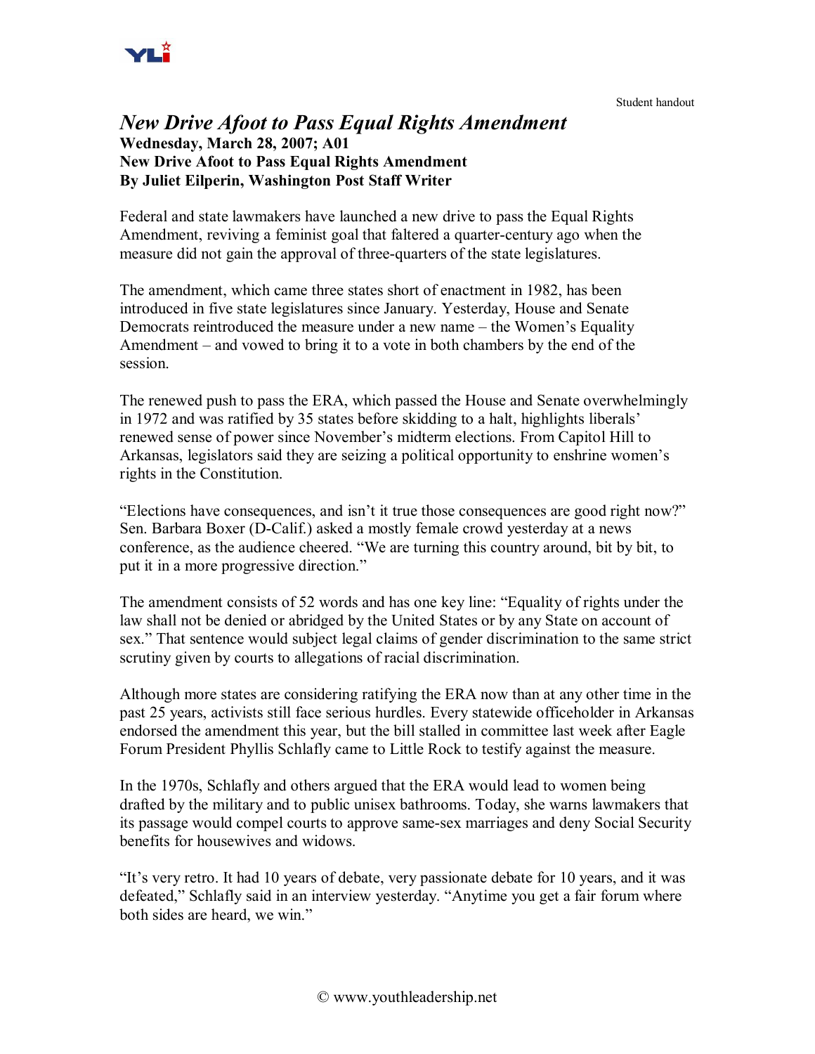Student handout

# *New Drive Afoot to Pass Equal Rights Amendment*

**Wednesday, March 28, 2007; A01**
**New Drive Afoot to Pass Equal Rights Amendment**
**By Juliet Eilperin, Washington Post Staff Writer**

Federal and state lawmakers have launched a new drive to pass the Equal Rights Amendment, reviving a feminist goal that faltered a quarter-century ago when the measure did not gain the approval of three-quarters of the state legislatures.

The amendment, which came three states short of enactment in 1982, has been introduced in five state legislatures since January. Yesterday, House and Senate Democrats reintroduced the measure under a new name – the Women's Equality Amendment – and vowed to bring it to a vote in both chambers by the end of the session.

The renewed push to pass the ERA, which passed the House and Senate overwhelmingly in 1972 and was ratified by 35 states before skidding to a halt, highlights liberals' renewed sense of power since November's midterm elections. From Capitol Hill to Arkansas, legislators said they are seizing a political opportunity to enshrine women's rights in the Constitution.

"Elections have consequences, and isn't it true those consequences are good right now?" Sen. Barbara Boxer (D-Calif.) asked a mostly female crowd yesterday at a news conference, as the audience cheered. "We are turning this country around, bit by bit, to put it in a more progressive direction."

The amendment consists of 52 words and has one key line: "Equality of rights under the law shall not be denied or abridged by the United States or by any State on account of sex." That sentence would subject legal claims of gender discrimination to the same strict scrutiny given by courts to allegations of racial discrimination.

Although more states are considering ratifying the ERA now than at any other time in the past 25 years, activists still face serious hurdles. Every statewide officeholder in Arkansas endorsed the amendment this year, but the bill stalled in committee last week after Eagle Forum President Phyllis Schlafly came to Little Rock to testify against the measure.

In the 1970s, Schlafly and others argued that the ERA would lead to women being drafted by the military and to public unisex bathrooms. Today, she warns lawmakers that its passage would compel courts to approve same-sex marriages and deny Social Security benefits for housewives and widows.

"It's very retro. It had 10 years of debate, very passionate debate for 10 years, and it was defeated," Schlafly said in an interview yesterday. "Anytime you get a fair forum where both sides are heard, we win."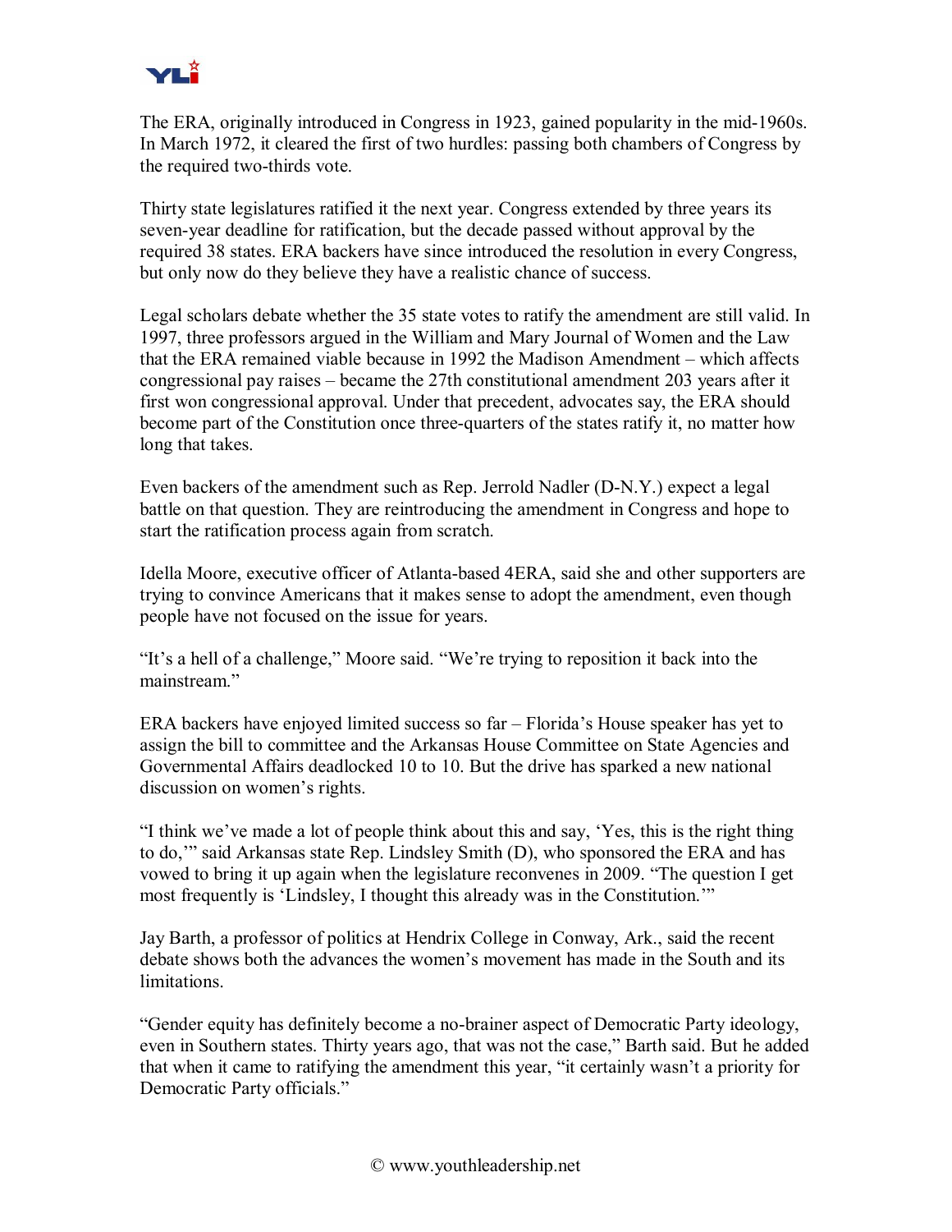The ERA, originally introduced in Congress in 1923, gained popularity in the mid-1960s. In March 1972, it cleared the first of two hurdles: passing both chambers of Congress by the required two-thirds vote.

Thirty state legislatures ratified it the next year. Congress extended by three years its seven-year deadline for ratification, but the decade passed without approval by the required 38 states. ERA backers have since introduced the resolution in every Congress, but only now do they believe they have a realistic chance of success.

Legal scholars debate whether the 35 state votes to ratify the amendment are still valid. In 1997, three professors argued in the William and Mary Journal of Women and the Law that the ERA remained viable because in 1992 the Madison Amendment – which affects congressional pay raises – became the 27th constitutional amendment 203 years after it first won congressional approval. Under that precedent, advocates say, the ERA should become part of the Constitution once three-quarters of the states ratify it, no matter how long that takes.

Even backers of the amendment such as Rep. Jerrold Nadler (D-N.Y.) expect a legal battle on that question. They are reintroducing the amendment in Congress and hope to start the ratification process again from scratch.

Idella Moore, executive officer of Atlanta-based 4ERA, said she and other supporters are trying to convince Americans that it makes sense to adopt the amendment, even though people have not focused on the issue for years.

"It's a hell of a challenge," Moore said. "We're trying to reposition it back into the mainstream."

ERA backers have enjoyed limited success so far – Florida's House speaker has yet to assign the bill to committee and the Arkansas House Committee on State Agencies and Governmental Affairs deadlocked 10 to 10. But the drive has sparked a new national discussion on women's rights.

"I think we've made a lot of people think about this and say, 'Yes, this is the right thing to do,'" said Arkansas state Rep. Lindsley Smith (D), who sponsored the ERA and has vowed to bring it up again when the legislature reconvenes in 2009. "The question I get most frequently is 'Lindsley, I thought this already was in the Constitution.'"

Jay Barth, a professor of politics at Hendrix College in Conway, Ark., said the recent debate shows both the advances the women's movement has made in the South and its limitations.

"Gender equity has definitely become a no-brainer aspect of Democratic Party ideology, even in Southern states. Thirty years ago, that was not the case," Barth said. But he added that when it came to ratifying the amendment this year, "it certainly wasn't a priority for Democratic Party officials."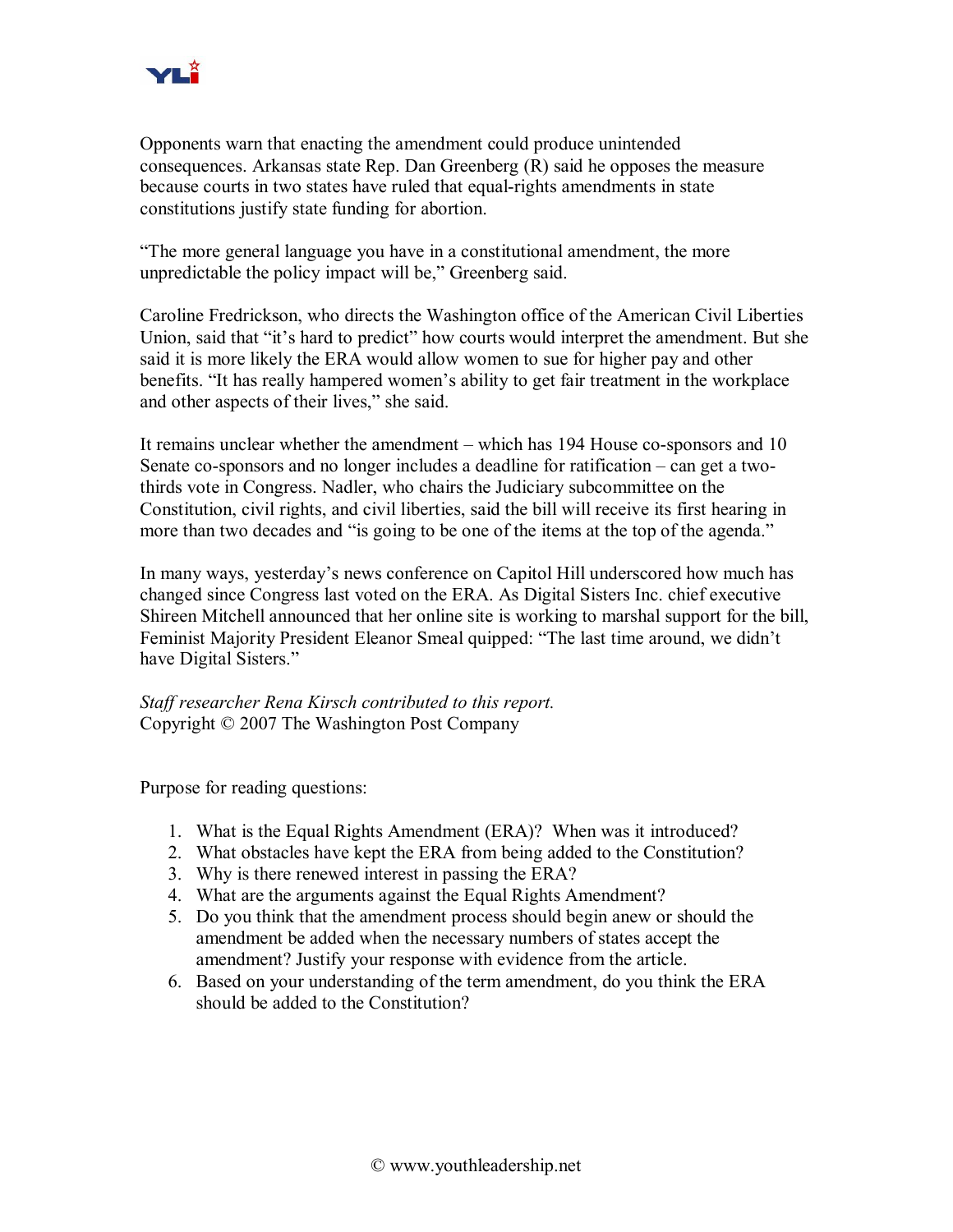Opponents warn that enacting the amendment could produce unintended consequences. Arkansas state Rep. Dan Greenberg (R) said he opposes the measure because courts in two states have ruled that equal-rights amendments in state constitutions justify state funding for abortion.

"The more general language you have in a constitutional amendment, the more unpredictable the policy impact will be," Greenberg said.

Caroline Fredrickson, who directs the Washington office of the American Civil Liberties Union, said that "it's hard to predict" how courts would interpret the amendment. But she said it is more likely the ERA would allow women to sue for higher pay and other benefits. "It has really hampered women's ability to get fair treatment in the workplace and other aspects of their lives," she said.

It remains unclear whether the amendment – which has 194 House co-sponsors and 10 Senate co-sponsors and no longer includes a deadline for ratification – can get a two-thirds vote in Congress. Nadler, who chairs the Judiciary subcommittee on the Constitution, civil rights, and civil liberties, said the bill will receive its first hearing in more than two decades and "is going to be one of the items at the top of the agenda."

In many ways, yesterday's news conference on Capitol Hill underscored how much has changed since Congress last voted on the ERA. As Digital Sisters Inc. chief executive Shireen Mitchell announced that her online site is working to marshal support for the bill, Feminist Majority President Eleanor Smeal quipped: "The last time around, we didn't have Digital Sisters."

*Staff researcher Rena Kirsch contributed to this report.*
Copyright © 2007 The Washington Post Company

Purpose for reading questions:

1. What is the Equal Rights Amendment (ERA)? When was it introduced?
2. What obstacles have kept the ERA from being added to the Constitution?
3. Why is there renewed interest in passing the ERA?
4. What are the arguments against the Equal Rights Amendment?
5. Do you think that the amendment process should begin anew or should the amendment be added when the necessary numbers of states accept the amendment? Justify your response with evidence from the article.
6. Based on your understanding of the term amendment, do you think the ERA should be added to the Constitution?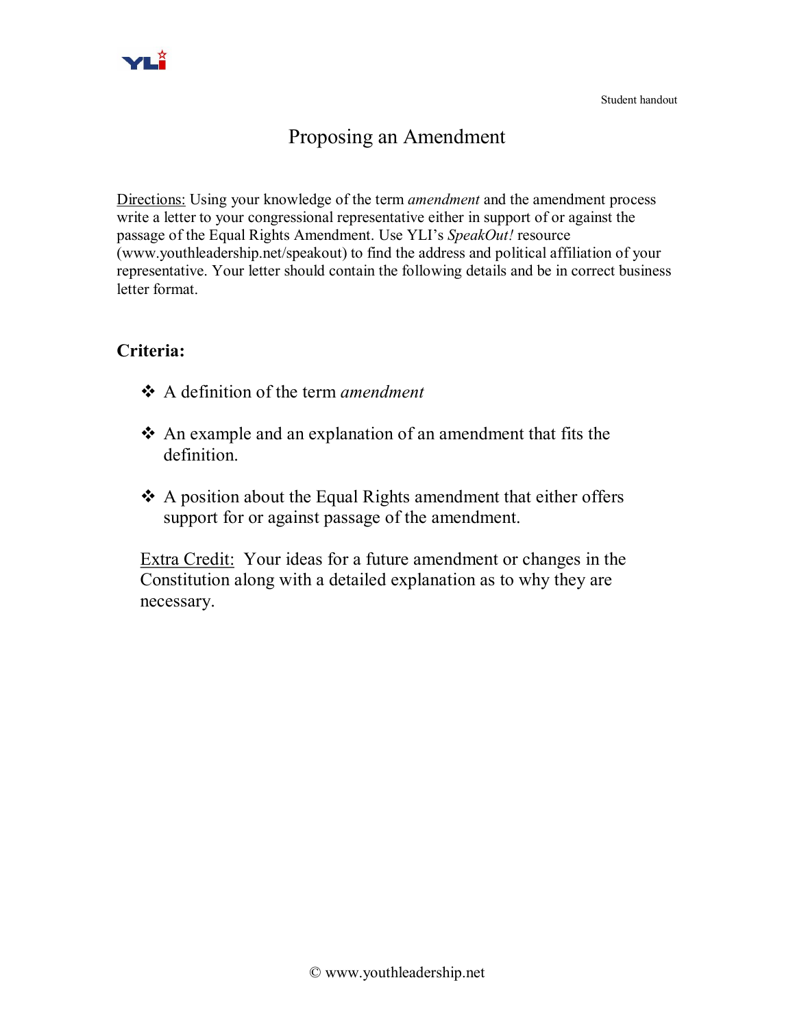Student handout

# Proposing an Amendment

Directions: Using your knowledge of the term *amendment* and the amendment process write a letter to your congressional representative either in support of or against the passage of the Equal Rights Amendment. Use YLI's *SpeakOut!* resource (www.youthleadership.net/speakout) to find the address and political affiliation of your representative. Your letter should contain the following details and be in correct business letter format.

**Criteria:**

- A definition of the term *amendment*
- An example and an explanation of an amendment that fits the definition.
- A position about the Equal Rights amendment that either offers support for or against passage of the amendment.

Extra Credit: Your ideas for a future amendment or changes in the Constitution along with a detailed explanation as to why they are necessary.